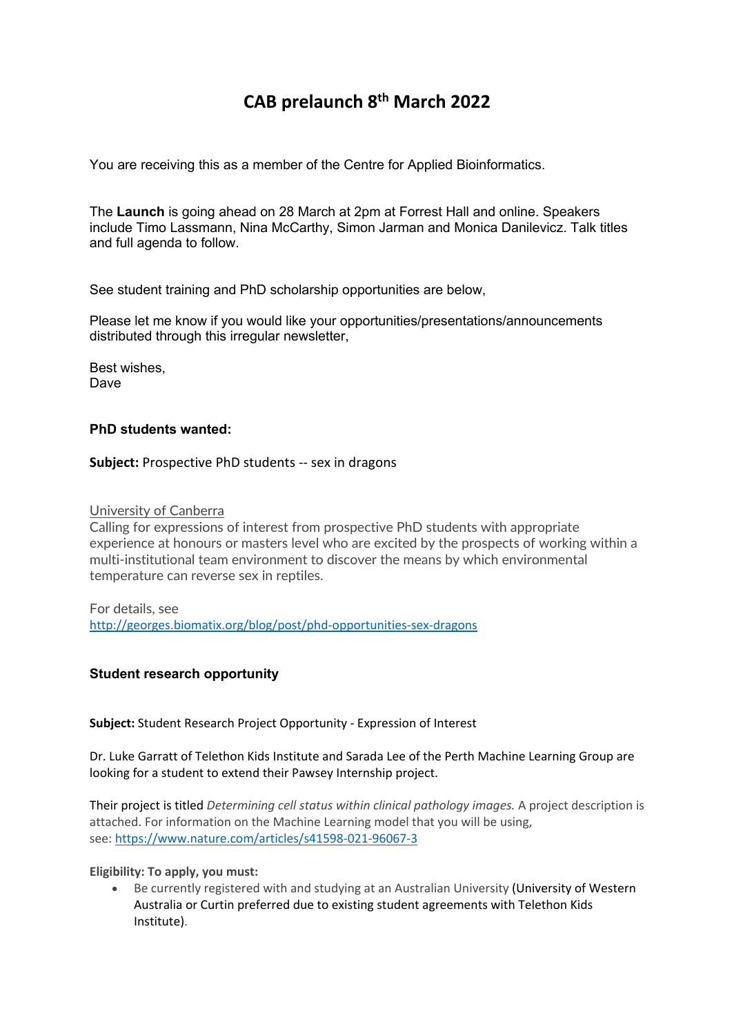# CAB prelaunch 8th March 2022

You are receiving this as a member of the Centre for Applied Bioinformatics.

The **Launch** is going ahead on 28 March at 2pm at Forrest Hall and online. Speakers include Timo Lassmann, Nina McCarthy, Simon Jarman and Monica Danilevicz. Talk titles and full agenda to follow.

See student training and PhD scholarship opportunities are below,

Please let me know if you would like your opportunities/presentations/announcements distributed through this irregular newsletter,

Best wishes,
Dave

**PhD students wanted:**

**Subject:** Prospective PhD students -- sex in dragons

University of Canberra
Calling for expressions of interest from prospective PhD students with appropriate experience at honours or masters level who are excited by the prospects of working within a multi-institutional team environment to discover the means by which environmental temperature can reverse sex in reptiles.

For details, see
http://georges.biomatix.org/blog/post/phd-opportunities-sex-dragons

**Student research opportunity**

**Subject:** Student Research Project Opportunity - Expression of Interest

Dr. Luke Garratt of Telethon Kids Institute and Sarada Lee of the Perth Machine Learning Group are looking for a student to extend their Pawsey Internship project.

Their project is titled *Determining cell status within clinical pathology images.* A project description is attached. For information on the Machine Learning model that you will be using, see: https://www.nature.com/articles/s41598-021-96067-3

**Eligibility: To apply, you must:**

- Be currently registered with and studying at an Australian University (University of Western Australia or Curtin preferred due to existing student agreements with Telethon Kids Institute).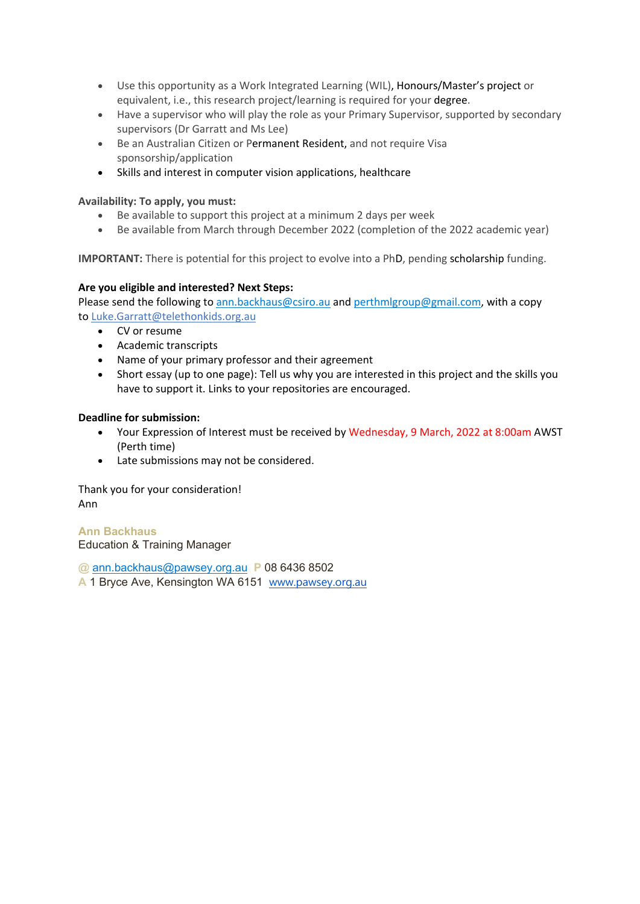- Use this opportunity as a Work Integrated Learning (WIL), Honours/Master's project or equivalent, i.e., this research project/learning is required for your degree.
- Have a supervisor who will play the role as your Primary Supervisor, supported by secondary supervisors (Dr Garratt and Ms Lee)
- Be an Australian Citizen or Permanent Resident, and not require Visa sponsorship/application
- Skills and interest in computer vision applications, healthcare

**Availability: To apply, you must:**

- Be available to support this project at a minimum 2 days per week
- Be available from March through December 2022 (completion of the 2022 academic year)

**IMPORTANT:** There is potential for this project to evolve into a PhD, pending scholarship funding.

**Are you eligible and interested? Next Steps:**

Please send the following to ann.backhaus@csiro.au and perthmlgroup@gmail.com, with a copy to Luke.Garratt@telethonkids.org.au

- CV or resume
- Academic transcripts
- Name of your primary professor and their agreement
- Short essay (up to one page): Tell us why you are interested in this project and the skills you have to support it. Links to your repositories are encouraged.

**Deadline for submission:**

- Your Expression of Interest must be received by Wednesday, 9 March, 2022 at 8:00am AWST (Perth time)
- Late submissions may not be considered.

Thank you for your consideration!
Ann

**Ann Backhaus**
Education & Training Manager

@ ann.backhaus@pawsey.org.au P 08 6436 8502
A 1 Bryce Ave, Kensington WA 6151 www.pawsey.org.au